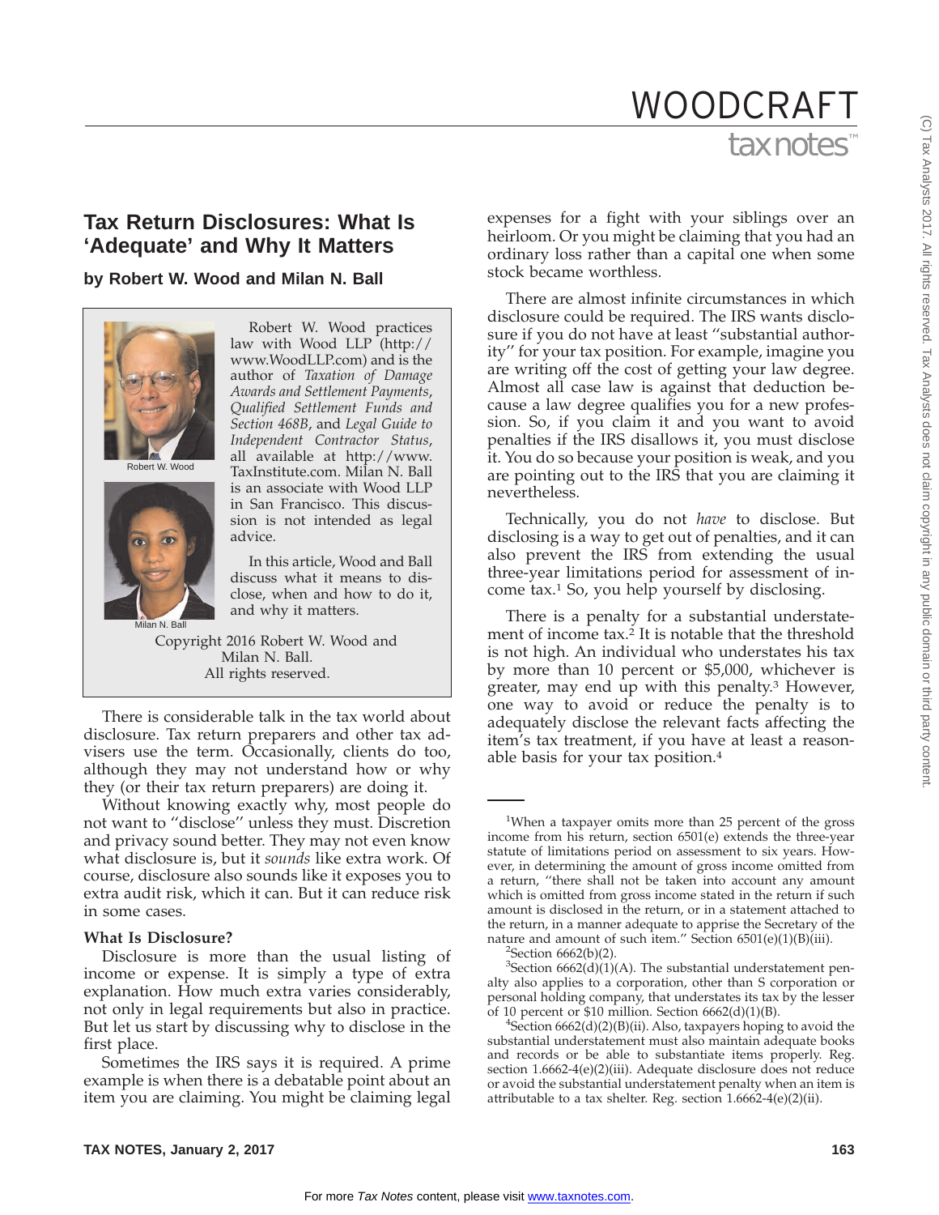# Tax Return Disclosures: What Is 'Adequate' and Why It Matters

**by Robert W. Wood and Milan N. Ball**

Robert W. Wood

Milan N. Ball

Robert W. Wood practices law with Wood LLP (http://www.WoodLLP.com) and is the author of *Taxation of Damage Awards and Settlement Payments*, *Qualified Settlement Funds and Section 468B*, and *Legal Guide to Independent Contractor Status*, all available at http://www.TaxInstitute.com. Milan N. Ball is an associate with Wood LLP in San Francisco. This discussion is not intended as legal advice.

In this article, Wood and Ball discuss what it means to disclose, when and how to do it, and why it matters.

Copyright 2016 Robert W. Wood and Milan N. Ball.
All rights reserved.

There is considerable talk in the tax world about disclosure. Tax return preparers and other tax advisers use the term. Occasionally, clients do too, although they may not understand how or why they (or their tax return preparers) are doing it.

Without knowing exactly why, most people do not want to "disclose" unless they must. Discretion and privacy sound better. They may not even know what disclosure is, but it *sounds* like extra work. Of course, disclosure also sounds like it exposes you to extra audit risk, which it can. But it can reduce risk in some cases.

### What Is Disclosure?

Disclosure is more than the usual listing of income or expense. It is simply a type of extra explanation. How much extra varies considerably, not only in legal requirements but also in practice. But let us start by discussing why to disclose in the first place.

Sometimes the IRS says it is required. A prime example is when there is a debatable point about an item you are claiming. You might be claiming legal expenses for a fight with your siblings over an heirloom. Or you might be claiming that you had an ordinary loss rather than a capital one when some stock became worthless.

There are almost infinite circumstances in which disclosure could be required. The IRS wants disclosure if you do not have at least "substantial authority" for your tax position. For example, imagine you are writing off the cost of getting your law degree. Almost all case law is against that deduction because a law degree qualifies you for a new profession. So, if you claim it and you want to avoid penalties if the IRS disallows it, you must disclose it. You do so because your position is weak, and you are pointing out to the IRS that you are claiming it nevertheless.

Technically, you do not *have* to disclose. But disclosing is a way to get out of penalties, and it can also prevent the IRS from extending the usual three-year limitations period for assessment of income tax.[1] So, you help yourself by disclosing.

There is a penalty for a substantial understatement of income tax.[2] It is notable that the threshold is not high. An individual who understates his tax by more than 10 percent or $5,000, whichever is greater, may end up with this penalty.[3] However, one way to avoid or reduce the penalty is to adequately disclose the relevant facts affecting the item's tax treatment, if you have at least a reasonable basis for your tax position.[4]

---

[1]When a taxpayer omits more than 25 percent of the gross income from his return, section 6501(e) extends the three-year statute of limitations period on assessment to six years. However, in determining the amount of gross income omitted from a return, "there shall not be taken into account any amount which is omitted from gross income stated in the return if such amount is disclosed in the return, or in a statement attached to the return, in a manner adequate to apprise the Secretary of the nature and amount of such item." Section 6501(e)(1)(B)(iii).

[2]Section 6662(b)(2).

[3]Section 6662(d)(1)(A). The substantial understatement penalty also applies to a corporation, other than S corporation or personal holding company, that understates its tax by the lesser of 10 percent or $10 million. Section 6662(d)(1)(B).

[4]Section 6662(d)(2)(B)(ii). Also, taxpayers hoping to avoid the substantial understatement must also maintain adequate books and records or be able to substantiate items properly. Reg. section 1.6662-4(e)(2)(iii). Adequate disclosure does not reduce or avoid the substantial understatement penalty when an item is attributable to a tax shelter. Reg. section 1.6662-4(e)(2)(ii).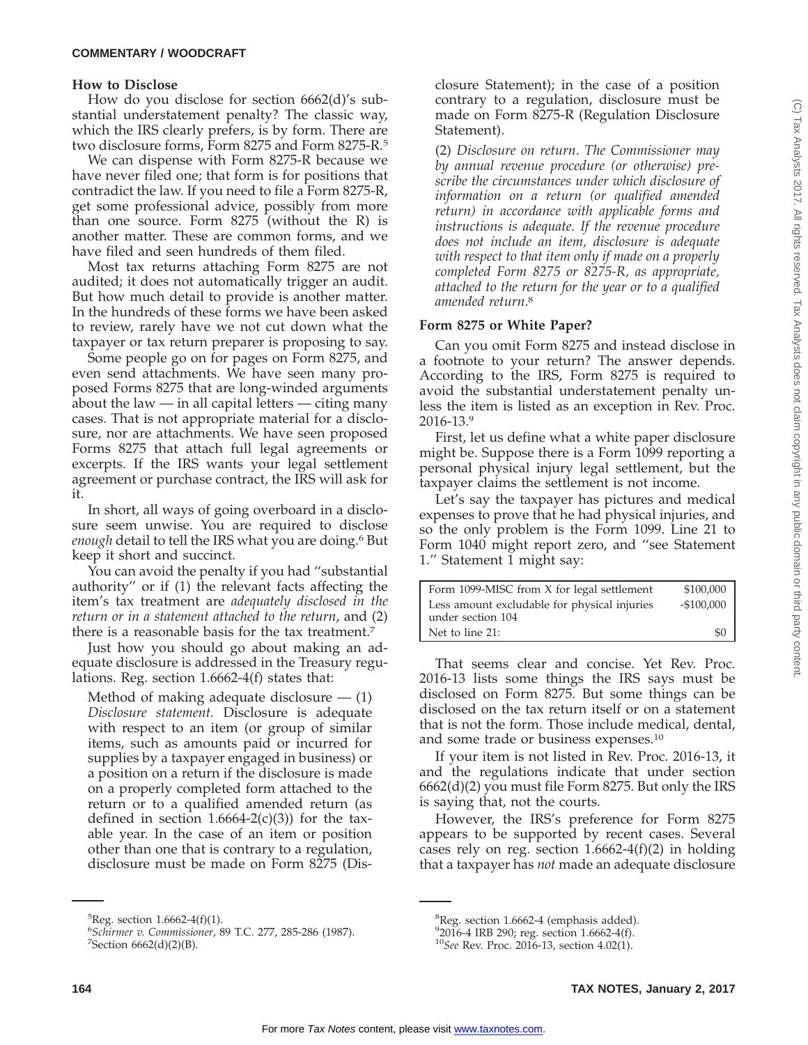## How to Disclose

How do you disclose for section 6662(d)'s substantial understatement penalty? The classic way, which the IRS clearly prefers, is by form. There are two disclosure forms, Form 8275 and Form 8275-R.[5]

We can dispense with Form 8275-R because we have never filed one; that form is for positions that contradict the law. If you need to file a Form 8275-R, get some professional advice, possibly from more than one source. Form 8275 (without the R) is another matter. These are common forms, and we have filed and seen hundreds of them filed.

Most tax returns attaching Form 8275 are not audited; it does not automatically trigger an audit. But how much detail to provide is another matter. In the hundreds of these forms we have been asked to review, rarely have we not cut down what the taxpayer or tax return preparer is proposing to say.

Some people go on for pages on Form 8275, and even send attachments. We have seen many proposed Forms 8275 that are long-winded arguments about the law — in all capital letters — citing many cases. That is not appropriate material for a disclosure, nor are attachments. We have seen proposed Forms 8275 that attach full legal agreements or excerpts. If the IRS wants your legal settlement agreement or purchase contract, the IRS will ask for it.

In short, all ways of going overboard in a disclosure seem unwise. You are required to disclose *enough* detail to tell the IRS what you are doing.[6] But keep it short and succinct.

You can avoid the penalty if you had "substantial authority" or if (1) the relevant facts affecting the item's tax treatment are *adequately disclosed in the return or in a statement attached to the return*, and (2) there is a reasonable basis for the tax treatment.[7]

Just how you should go about making an adequate disclosure is addressed in the Treasury regulations. Reg. section 1.6662-4(f) states that:

> Method of making adequate disclosure — (1) *Disclosure statement.* Disclosure is adequate with respect to an item (or group of similar items, such as amounts paid or incurred for supplies by a taxpayer engaged in business) or a position on a return if the disclosure is made on a properly completed form attached to the return or to a qualified amended return (as defined in section 1.6664-2(c)(3)) for the taxable year. In the case of an item or position other than one that is contrary to a regulation, disclosure must be made on Form 8275 (Disclosure Statement); in the case of a position contrary to a regulation, disclosure must be made on Form 8275-R (Regulation Disclosure Statement).
>
> (2) *Disclosure on return*. *The Commissioner may by annual revenue procedure (or otherwise) prescribe the circumstances under which disclosure of information on a return (or qualified amended return) in accordance with applicable forms and instructions is adequate. If the revenue procedure does not include an item, disclosure is adequate with respect to that item only if made on a properly completed Form 8275 or 8275-R, as appropriate, attached to the return for the year or to a qualified amended return*.[8]

## Form 8275 or White Paper?

Can you omit Form 8275 and instead disclose in a footnote to your return? The answer depends. According to the IRS, Form 8275 is required to avoid the substantial understatement penalty unless the item is listed as an exception in Rev. Proc. 2016-13.[9]

First, let us define what a white paper disclosure might be. Suppose there is a Form 1099 reporting a personal physical injury legal settlement, but the taxpayer claims the settlement is not income.

Let's say the taxpayer has pictures and medical expenses to prove that he had physical injuries, and so the only problem is the Form 1099. Line 21 to Form 1040 might report zero, and "see Statement 1." Statement 1 might say:

| | |
|---|---|
| Form 1099-MISC from X for legal settlement | $100,000 |
| Less amount excludable for physical injuries under section 104 | -$100,000 |
| Net to line 21: | $0 |

That seems clear and concise. Yet Rev. Proc. 2016-13 lists some things the IRS says must be disclosed on Form 8275. But some things can be disclosed on the tax return itself or on a statement that is not the form. Those include medical, dental, and some trade or business expenses.[10]

If your item is not listed in Rev. Proc. 2016-13, it and the regulations indicate that under section 6662(d)(2) you must file Form 8275. But only the IRS is saying that, not the courts.

However, the IRS's preference for Form 8275 appears to be supported by recent cases. Several cases rely on reg. section 1.6662-4(f)(2) in holding that a taxpayer has *not* made an adequate disclosure

---

[5] Reg. section 1.6662-4(f)(1).

[6] *Schirmer v. Commissioner*, 89 T.C. 277, 285-286 (1987).

[7] Section 6662(d)(2)(B).

[8] Reg. section 1.6662-4 (emphasis added).

[9] 2016-4 IRB 290; reg. section 1.6662-4(f).

[10] *See* Rev. Proc. 2016-13, section 4.02(1).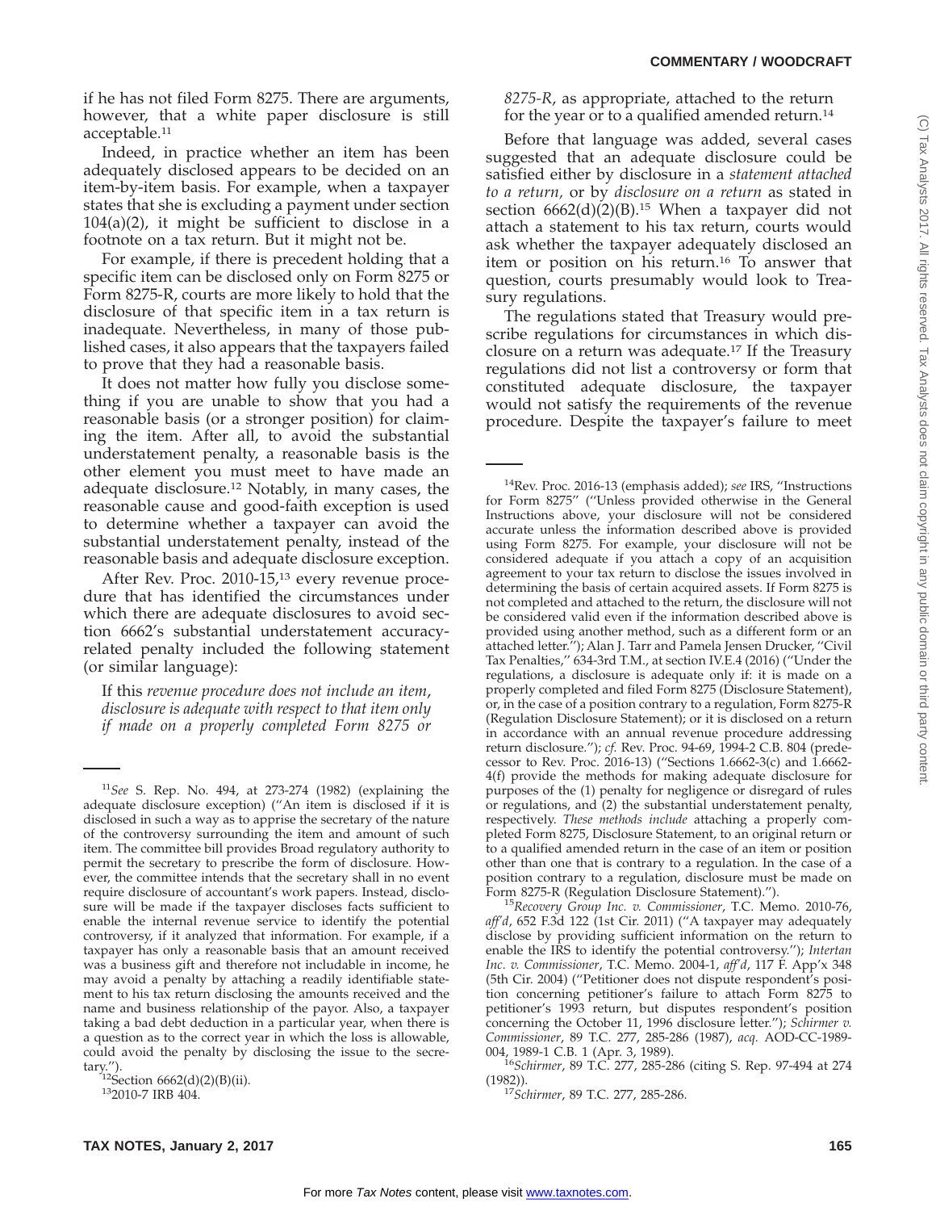if he has not filed Form 8275. There are arguments, however, that a white paper disclosure is still acceptable.[11]

Indeed, in practice whether an item has been adequately disclosed appears to be decided on an item-by-item basis. For example, when a taxpayer states that she is excluding a payment under section 104(a)(2), it might be sufficient to disclose in a footnote on a tax return. But it might not be.

For example, if there is precedent holding that a specific item can be disclosed only on Form 8275 or Form 8275-R, courts are more likely to hold that the disclosure of that specific item in a tax return is inadequate. Nevertheless, in many of those published cases, it also appears that the taxpayers failed to prove that they had a reasonable basis.

It does not matter how fully you disclose something if you are unable to show that you had a reasonable basis (or a stronger position) for claiming the item. After all, to avoid the substantial understatement penalty, a reasonable basis is the other element you must meet to have made an adequate disclosure.[12] Notably, in many cases, the reasonable cause and good-faith exception is used to determine whether a taxpayer can avoid the substantial understatement penalty, instead of the reasonable basis and adequate disclosure exception.

After Rev. Proc. 2010-15,[13] every revenue procedure that has identified the circumstances under which there are adequate disclosures to avoid section 6662's substantial understatement accuracy-related penalty included the following statement (or similar language):

> If this *revenue procedure does not include an item*, *disclosure is adequate with respect to that item only if made on a properly completed Form 8275 or 8275-R*, as appropriate, attached to the return for the year or to a qualified amended return.[14]

Before that language was added, several cases suggested that an adequate disclosure could be satisfied either by disclosure in a *statement attached to a return,* or by *disclosure on a return* as stated in section 6662(d)(2)(B).[15] When a taxpayer did not attach a statement to his tax return, courts would ask whether the taxpayer adequately disclosed an item or position on his return.[16] To answer that question, courts presumably would look to Treasury regulations.

The regulations stated that Treasury would prescribe regulations for circumstances in which disclosure on a return was adequate.[17] If the Treasury regulations did not list a controversy or form that constituted adequate disclosure, the taxpayer would not satisfy the requirements of the revenue procedure. Despite the taxpayer's failure to meet

---

[11]*See* S. Rep. No. 494, at 273-274 (1982) (explaining the adequate disclosure exception) (''An item is disclosed if it is disclosed in such a way as to apprise the secretary of the nature of the controversy surrounding the item and amount of such item. The committee bill provides Broad regulatory authority to permit the secretary to prescribe the form of disclosure. However, the committee intends that the secretary shall in no event require disclosure of accountant's work papers. Instead, disclosure will be made if the taxpayer discloses facts sufficient to enable the internal revenue service to identify the potential controversy, if it analyzed that information. For example, if a taxpayer has only a reasonable basis that an amount received was a business gift and therefore not includable in income, he may avoid a penalty by attaching a readily identifiable statement to his tax return disclosing the amounts received and the name and business relationship of the payor. Also, a taxpayer taking a bad debt deduction in a particular year, when there is a question as to the correct year in which the loss is allowable, could avoid the penalty by disclosing the issue to the secretary.'').

[12]Section 6662(d)(2)(B)(ii).

[13]2010-7 IRB 404.

[14]Rev. Proc. 2016-13 (emphasis added); *see* IRS, ''Instructions for Form 8275'' (''Unless provided otherwise in the General Instructions above, your disclosure will not be considered accurate unless the information described above is provided using Form 8275. For example, your disclosure will not be considered adequate if you attach a copy of an acquisition agreement to your tax return to disclose the issues involved in determining the basis of certain acquired assets. If Form 8275 is not completed and attached to the return, the disclosure will not be considered valid even if the information described above is provided using another method, such as a different form or an attached letter.''); Alan J. Tarr and Pamela Jensen Drucker, ''Civil Tax Penalties,'' 634-3rd T.M., at section IV.E.4 (2016) (''Under the regulations, a disclosure is adequate only if: it is made on a properly completed and filed Form 8275 (Disclosure Statement), or, in the case of a position contrary to a regulation, Form 8275-R (Regulation Disclosure Statement); or it is disclosed on a return in accordance with an annual revenue procedure addressing return disclosure.''); *cf.* Rev. Proc. 94-69, 1994-2 C.B. 804 (predecessor to Rev. Proc. 2016-13) (''Sections 1.6662-3(c) and 1.6662-4(f) provide the methods for making adequate disclosure for purposes of the (1) penalty for negligence or disregard of rules or regulations, and (2) the substantial understatement penalty, respectively. *These methods include* attaching a properly completed Form 8275, Disclosure Statement, to an original return or to a qualified amended return in the case of an item or position other than one that is contrary to a regulation. In the case of a position contrary to a regulation, disclosure must be made on Form 8275-R (Regulation Disclosure Statement).'').

[15]*Recovery Group Inc. v. Commissioner*, T.C. Memo. 2010-76, *aff'd*, 652 F.3d 122 (1st Cir. 2011) (''A taxpayer may adequately disclose by providing sufficient information on the return to enable the IRS to identify the potential controversy.''); *Intertan Inc. v. Commissioner*, T.C. Memo. 2004-1, *aff'd*, 117 F. App'x 348 (5th Cir. 2004) (''Petitioner does not dispute respondent's position concerning petitioner's failure to attach Form 8275 to petitioner's 1993 return, but disputes respondent's position concerning the October 11, 1996 disclosure letter.''); *Schirmer v. Commissioner*, 89 T.C. 277, 285-286 (1987), *acq.* AOD-CC-1989-004, 1989-1 C.B. 1 (Apr. 3, 1989).

[16]*Schirmer*, 89 T.C. 277, 285-286 (citing S. Rep. 97-494 at 274 (1982)).

[17]*Schirmer*, 89 T.C. 277, 285-286.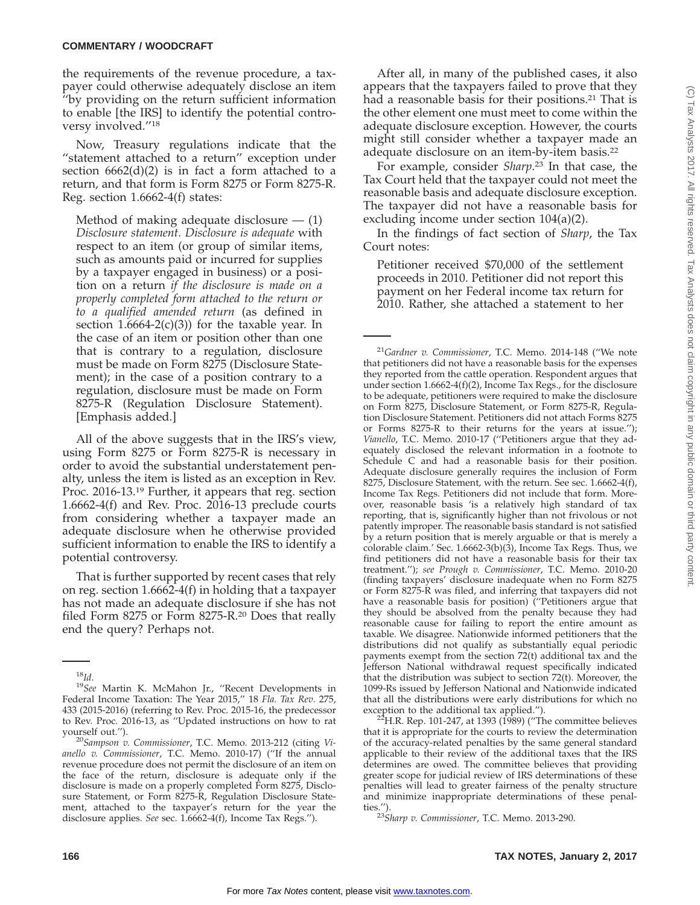the requirements of the revenue procedure, a taxpayer could otherwise adequately disclose an item "by providing on the return sufficient information to enable [the IRS] to identify the potential controversy involved."[18]

Now, Treasury regulations indicate that the "statement attached to a return" exception under section 6662(d)(2) is in fact a form attached to a return, and that form is Form 8275 or Form 8275-R. Reg. section 1.6662-4(f) states:

> Method of making adequate disclosure — (1) *Disclosure statement. Disclosure is adequate* with respect to an item (or group of similar items, such as amounts paid or incurred for supplies by a taxpayer engaged in business) or a position on a return *if the disclosure is made on a properly completed form attached to the return or to a qualified amended return* (as defined in section 1.6664-2(c)(3)) for the taxable year. In the case of an item or position other than one that is contrary to a regulation, disclosure must be made on Form 8275 (Disclosure Statement); in the case of a position contrary to a regulation, disclosure must be made on Form 8275-R (Regulation Disclosure Statement). [Emphasis added.]

All of the above suggests that in the IRS's view, using Form 8275 or Form 8275-R is necessary in order to avoid the substantial understatement penalty, unless the item is listed as an exception in Rev. Proc. 2016-13.[19] Further, it appears that reg. section 1.6662-4(f) and Rev. Proc. 2016-13 preclude courts from considering whether a taxpayer made an adequate disclosure when he otherwise provided sufficient information to enable the IRS to identify a potential controversy.

That is further supported by recent cases that rely on reg. section 1.6662-4(f) in holding that a taxpayer has not made an adequate disclosure if she has not filed Form 8275 or Form 8275-R.[20] Does that really end the query? Perhaps not.

After all, in many of the published cases, it also appears that the taxpayers failed to prove that they had a reasonable basis for their positions.[21] That is the other element one must meet to come within the adequate disclosure exception. However, the courts might still consider whether a taxpayer made an adequate disclosure on an item-by-item basis.[22]

For example, consider *Sharp*.[23] In that case, the Tax Court held that the taxpayer could not meet the reasonable basis and adequate disclosure exception. The taxpayer did not have a reasonable basis for excluding income under section 104(a)(2).

In the findings of fact section of *Sharp*, the Tax Court notes:

> Petitioner received $70,000 of the settlement proceeds in 2010. Petitioner did not report this payment on her Federal income tax return for 2010. Rather, she attached a statement to her

---

[18] *Id.*

[19] *See* Martin K. McMahon Jr., "Recent Developments in Federal Income Taxation: The Year 2015," 18 *Fla. Tax Rev*. 275, 433 (2015-2016) (referring to Rev. Proc. 2015-16, the predecessor to Rev. Proc. 2016-13, as "Updated instructions on how to rat yourself out.").

[20] *Sampson v. Commissioner*, T.C. Memo. 2013-212 (citing *Vianello v. Commissioner*, T.C. Memo. 2010-17) ("If the annual revenue procedure does not permit the disclosure of an item on the face of the return, disclosure is adequate only if the disclosure is made on a properly completed Form 8275, Disclosure Statement, or Form 8275-R, Regulation Disclosure Statement, attached to the taxpayer's return for the year the disclosure applies. *See* sec. 1.6662-4(f), Income Tax Regs.").

[21] *Gardner v. Commissioner*, T.C. Memo. 2014-148 ("We note that petitioners did not have a reasonable basis for the expenses they reported from the cattle operation. Respondent argues that under section 1.6662-4(f)(2), Income Tax Regs., for the disclosure to be adequate, petitioners were required to make the disclosure on Form 8275, Disclosure Statement, or Form 8275-R, Regulation Disclosure Statement. Petitioners did not attach Forms 8275 or Forms 8275-R to their returns for the years at issue."); *Vianello*, T.C. Memo. 2010-17 ("Petitioners argue that they adequately disclosed the relevant information in a footnote to Schedule C and had a reasonable basis for their position. Adequate disclosure generally requires the inclusion of Form 8275, Disclosure Statement, with the return. See sec. 1.6662-4(f), Income Tax Regs. Petitioners did not include that form. Moreover, reasonable basis 'is a relatively high standard of tax reporting, that is, significantly higher than not frivolous or not patently improper. The reasonable basis standard is not satisfied by a return position that is merely arguable or that is merely a colorable claim.' Sec. 1.6662-3(b)(3), Income Tax Regs. Thus, we find petitioners did not have a reasonable basis for their tax treatment."); *see Prough v. Commissioner*, T.C. Memo. 2010-20 (finding taxpayers' disclosure inadequate when no Form 8275 or Form 8275-R was filed, and inferring that taxpayers did not have a reasonable basis for position) ("Petitioners argue that they should be absolved from the penalty because they had reasonable cause for failing to report the entire amount as taxable. We disagree. Nationwide informed petitioners that the distributions did not qualify as substantially equal periodic payments exempt from the section 72(t) additional tax and the Jefferson National withdrawal request specifically indicated that the distribution was subject to section 72(t). Moreover, the 1099-Rs issued by Jefferson National and Nationwide indicated that all the distributions were early distributions for which no exception to the additional tax applied.").

[22] H.R. Rep. 101-247, at 1393 (1989) ("The committee believes that it is appropriate for the courts to review the determination of the accuracy-related penalties by the same general standard applicable to their review of the additional taxes that the IRS determines are owed. The committee believes that providing greater scope for judicial review of IRS determinations of these penalties will lead to greater fairness of the penalty structure and minimize inappropriate determinations of these penalties.").

[23] *Sharp v. Commissioner*, T.C. Memo. 2013-290.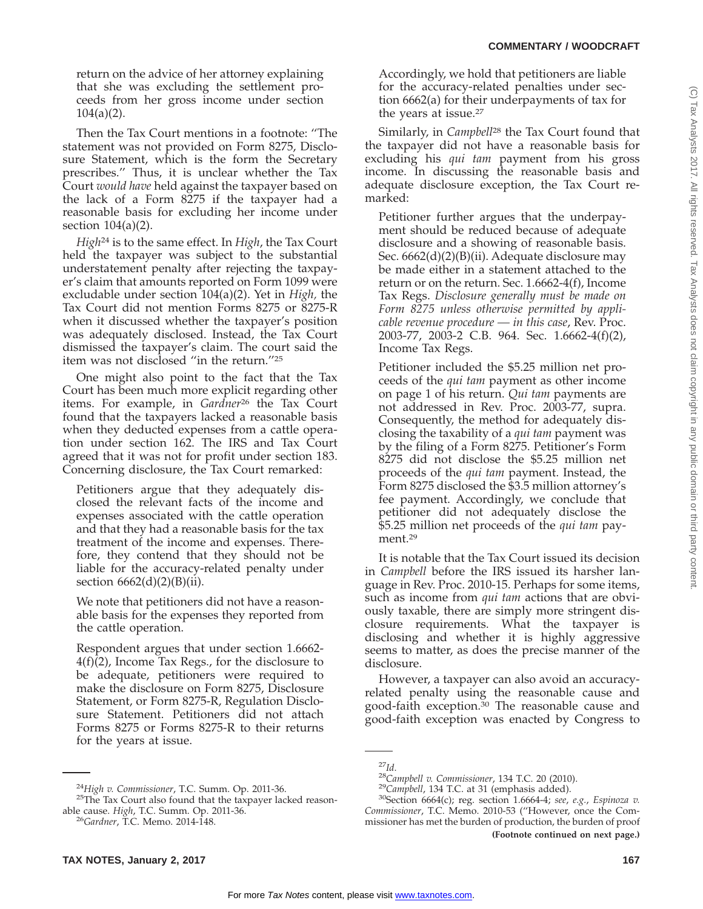return on the advice of her attorney explaining that she was excluding the settlement proceeds from her gross income under section 104(a)(2).

Then the Tax Court mentions in a footnote: ''The statement was not provided on Form 8275, Disclosure Statement, which is the form the Secretary prescribes.'' Thus, it is unclear whether the Tax Court *would have* held against the taxpayer based on the lack of a Form 8275 if the taxpayer had a reasonable basis for excluding her income under section 104(a)(2).

*High*[24] is to the same effect. In *High*, the Tax Court held the taxpayer was subject to the substantial understatement penalty after rejecting the taxpayer's claim that amounts reported on Form 1099 were excludable under section 104(a)(2). Yet in *High*, the Tax Court did not mention Forms 8275 or 8275-R when it discussed whether the taxpayer's position was adequately disclosed. Instead, the Tax Court dismissed the taxpayer's claim. The court said the item was not disclosed ''in the return.''[25]

One might also point to the fact that the Tax Court has been much more explicit regarding other items. For example, in *Gardner*[26] the Tax Court found that the taxpayers lacked a reasonable basis when they deducted expenses from a cattle operation under section 162. The IRS and Tax Court agreed that it was not for profit under section 183. Concerning disclosure, the Tax Court remarked:

> Petitioners argue that they adequately disclosed the relevant facts of the income and expenses associated with the cattle operation and that they had a reasonable basis for the tax treatment of the income and expenses. Therefore, they contend that they should not be liable for the accuracy-related penalty under section 6662(d)(2)(B)(ii).
>
> We note that petitioners did not have a reasonable basis for the expenses they reported from the cattle operation.
>
> Respondent argues that under section 1.6662-4(f)(2), Income Tax Regs., for the disclosure to be adequate, petitioners were required to make the disclosure on Form 8275, Disclosure Statement, or Form 8275-R, Regulation Disclosure Statement. Petitioners did not attach Forms 8275 or Forms 8275-R to their returns for the years at issue.
>
> Accordingly, we hold that petitioners are liable for the accuracy-related penalties under section 6662(a) for their underpayments of tax for the years at issue.[27]

Similarly, in *Campbell*[28] the Tax Court found that the taxpayer did not have a reasonable basis for excluding his *qui tam* payment from his gross income. In discussing the reasonable basis and adequate disclosure exception, the Tax Court remarked:

> Petitioner further argues that the underpayment should be reduced because of adequate disclosure and a showing of reasonable basis. Sec. 6662(d)(2)(B)(ii). Adequate disclosure may be made either in a statement attached to the return or on the return. Sec. 1.6662-4(f), Income Tax Regs. *Disclosure generally must be made on Form 8275 unless otherwise permitted by applicable revenue procedure — in this case*, Rev. Proc. 2003-77, 2003-2 C.B. 964. Sec. 1.6662-4(f)(2), Income Tax Regs.
>
> Petitioner included the \$5.25 million net proceeds of the *qui tam* payment as other income on page 1 of his return. *Qui tam* payments are not addressed in Rev. Proc. 2003-77, supra. Consequently, the method for adequately disclosing the taxability of a *qui tam* payment was by the filing of a Form 8275. Petitioner's Form 8275 did not disclose the \$5.25 million net proceeds of the *qui tam* payment. Instead, the Form 8275 disclosed the \$3.5 million attorney's fee payment. Accordingly, we conclude that petitioner did not adequately disclose the \$5.25 million net proceeds of the *qui tam* payment.[29]

It is notable that the Tax Court issued its decision in *Campbell* before the IRS issued its harsher language in Rev. Proc. 2010-15. Perhaps for some items, such as income from *qui tam* actions that are obviously taxable, there are simply more stringent disclosure requirements. What the taxpayer is disclosing and whether it is highly aggressive seems to matter, as does the precise manner of the disclosure.

However, a taxpayer can also avoid an accuracy-related penalty using the reasonable cause and good-faith exception.[30] The reasonable cause and good-faith exception was enacted by Congress to

---

[24] *High v. Commissioner*, T.C. Summ. Op. 2011-36.

[25] The Tax Court also found that the taxpayer lacked reasonable cause. *High*, T.C. Summ. Op. 2011-36.

[26] *Gardner*, T.C. Memo. 2014-148.

[27] *Id*.

[28] *Campbell v. Commissioner*, 134 T.C. 20 (2010).

[29] *Campbell*, 134 T.C. at 31 (emphasis added).

[30] Section 6664(c); reg. section 1.6664-4; *see, e.g.*, *Espinoza v. Commissioner*, T.C. Memo. 2010-53 (''However, once the Commissioner has met the burden of production, the burden of proof

**(Footnote continued on next page.)**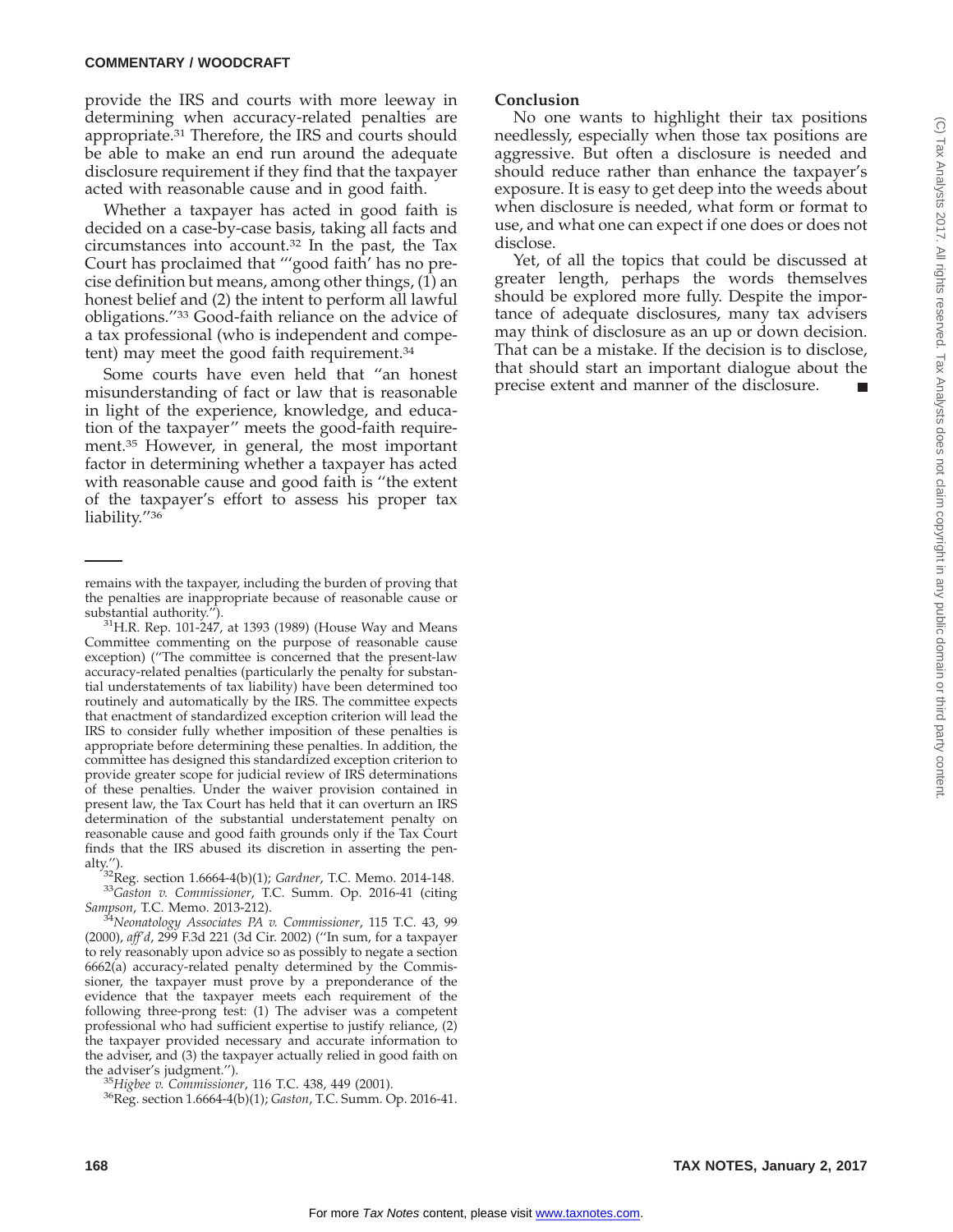provide the IRS and courts with more leeway in determining when accuracy-related penalties are appropriate.[31] Therefore, the IRS and courts should be able to make an end run around the adequate disclosure requirement if they find that the taxpayer acted with reasonable cause and in good faith.

Whether a taxpayer has acted in good faith is decided on a case-by-case basis, taking all facts and circumstances into account.[32] In the past, the Tax Court has proclaimed that "'good faith' has no precise definition but means, among other things, (1) an honest belief and (2) the intent to perform all lawful obligations."[33] Good-faith reliance on the advice of a tax professional (who is independent and competent) may meet the good faith requirement.[34]

Some courts have even held that "an honest misunderstanding of fact or law that is reasonable in light of the experience, knowledge, and education of the taxpayer" meets the good-faith requirement.[35] However, in general, the most important factor in determining whether a taxpayer has acted with reasonable cause and good faith is "the extent of the taxpayer's effort to assess his proper tax liability."[36]

## Conclusion

No one wants to highlight their tax positions needlessly, especially when those tax positions are aggressive. But often a disclosure is needed and should reduce rather than enhance the taxpayer's exposure. It is easy to get deep into the weeds about when disclosure is needed, what form or format to use, and what one can expect if one does or does not disclose.

Yet, of all the topics that could be discussed at greater length, perhaps the words themselves should be explored more fully. Despite the importance of adequate disclosures, many tax advisers may think of disclosure as an up or down decision. That can be a mistake. If the decision is to disclose, that should start an important dialogue about the precise extent and manner of the disclosure. ■

---

remains with the taxpayer, including the burden of proving that the penalties are inappropriate because of reasonable cause or substantial authority.").

[31]H.R. Rep. 101-247, at 1393 (1989) (House Way and Means Committee commenting on the purpose of reasonable cause exception) ("The committee is concerned that the present-law accuracy-related penalties (particularly the penalty for substantial understatements of tax liability) have been determined too routinely and automatically by the IRS. The committee expects that enactment of standardized exception criterion will lead the IRS to consider fully whether imposition of these penalties is appropriate before determining these penalties. In addition, the committee has designed this standardized exception criterion to provide greater scope for judicial review of IRS determinations of these penalties. Under the waiver provision contained in present law, the Tax Court has held that it can overturn an IRS determination of the substantial understatement penalty on reasonable cause and good faith grounds only if the Tax Court finds that the IRS abused its discretion in asserting the penalty.").

[32]Reg. section 1.6664-4(b)(1); *Gardner*, T.C. Memo. 2014-148.

[33]*Gaston v. Commissioner*, T.C. Summ. Op. 2016-41 (citing *Sampson*, T.C. Memo. 2013-212).

[34]*Neonatology Associates PA v. Commissioner*, 115 T.C. 43, 99 (2000), *aff'd*, 299 F.3d 221 (3d Cir. 2002) ("In sum, for a taxpayer to rely reasonably upon advice so as possibly to negate a section 6662(a) accuracy-related penalty determined by the Commissioner, the taxpayer must prove by a preponderance of the evidence that the taxpayer meets each requirement of the following three-prong test: (1) The adviser was a competent professional who had sufficient expertise to justify reliance, (2) the taxpayer provided necessary and accurate information to the adviser, and (3) the taxpayer actually relied in good faith on the adviser's judgment.").

[35]*Higbee v. Commissioner*, 116 T.C. 438, 449 (2001).

[36]Reg. section 1.6664-4(b)(1); *Gaston*, T.C. Summ. Op. 2016-41.